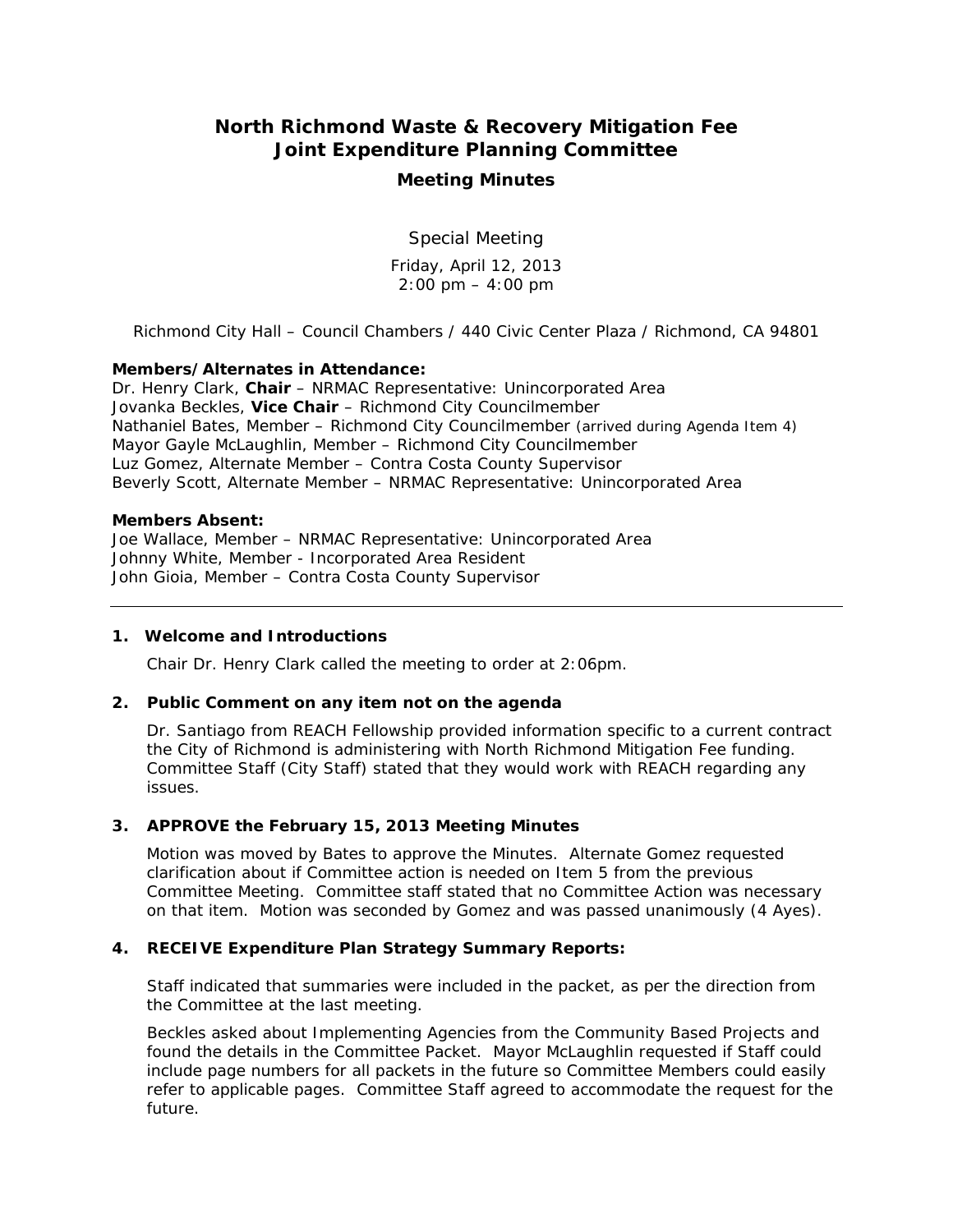# North Richmond Waste & Recovery Mitigation Fee Joint Expenditure Planning Committee

## Meeting Minutes

Special Meeting

Friday, April 12, 2013
2:00 pm – 4:00 pm

Richmond City Hall – Council Chambers / 440 Civic Center Plaza / Richmond, CA 94801

**Members/Alternates in Attendance:**
Dr. Henry Clark, **Chair** – NRMAC Representative: Unincorporated Area
Jovanka Beckles, **Vice Chair** – Richmond City Councilmember
Nathaniel Bates, Member – Richmond City Councilmember (arrived during Agenda Item 4)
Mayor Gayle McLaughlin, Member – Richmond City Councilmember
Luz Gomez, Alternate Member – Contra Costa County Supervisor
Beverly Scott, Alternate Member – NRMAC Representative: Unincorporated Area

**Members Absent:**
Joe Wallace, Member – NRMAC Representative: Unincorporated Area
Johnny White, Member - Incorporated Area Resident
John Gioia, Member – Contra Costa County Supervisor

---

**1. Welcome and Introductions**

Chair Dr. Henry Clark called the meeting to order at 2:06pm.

**2. Public Comment on any item not on the agenda**

Dr. Santiago from REACH Fellowship provided information specific to a current contract the City of Richmond is administering with North Richmond Mitigation Fee funding. Committee Staff (City Staff) stated that they would work with REACH regarding any issues.

**3. APPROVE the February 15, 2013 Meeting Minutes**

Motion was moved by Bates to approve the Minutes. Alternate Gomez requested clarification about if Committee action is needed on Item 5 from the previous Committee Meeting. Committee staff stated that no Committee Action was necessary on that item. Motion was seconded by Gomez and was passed unanimously (4 Ayes).

**4. RECEIVE Expenditure Plan Strategy Summary Reports:**

Staff indicated that summaries were included in the packet, as per the direction from the Committee at the last meeting.

Beckles asked about Implementing Agencies from the Community Based Projects and found the details in the Committee Packet. Mayor McLaughlin requested if Staff could include page numbers for all packets in the future so Committee Members could easily refer to applicable pages. Committee Staff agreed to accommodate the request for the future.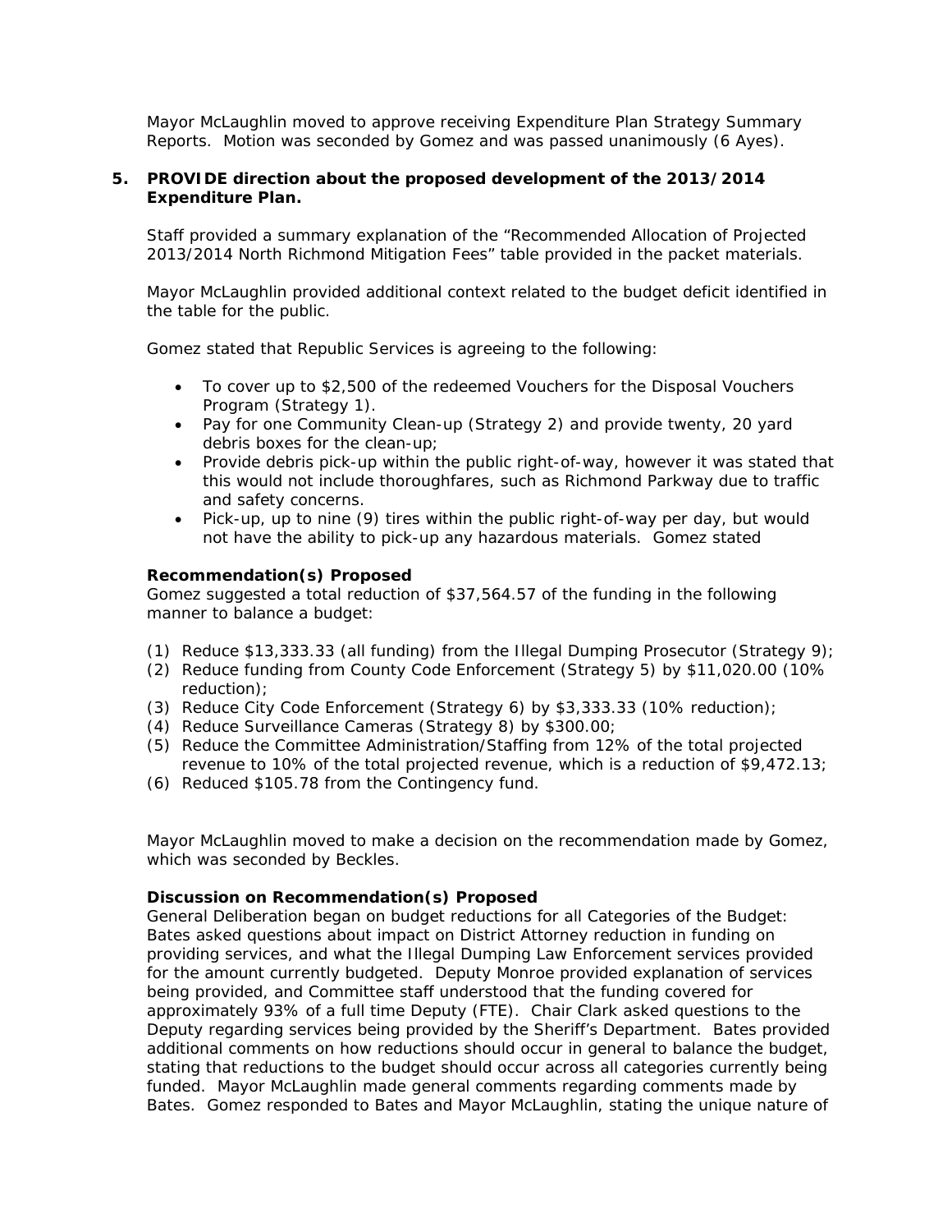Mayor McLaughlin moved to approve receiving Expenditure Plan Strategy Summary Reports. Motion was seconded by Gomez and was passed unanimously (6 Ayes).

**5. PROVIDE direction about the proposed development of the 2013/2014 Expenditure Plan.**

Staff provided a summary explanation of the "Recommended Allocation of Projected 2013/2014 North Richmond Mitigation Fees" table provided in the packet materials.

Mayor McLaughlin provided additional context related to the budget deficit identified in the table for the public.

Gomez stated that Republic Services is agreeing to the following:

- To cover up to $2,500 of the redeemed Vouchers for the Disposal Vouchers Program (Strategy 1).
- Pay for one Community Clean-up (Strategy 2) and provide twenty, 20 yard debris boxes for the clean-up;
- Provide debris pick-up within the public right-of-way, however it was stated that this would not include thoroughfares, such as Richmond Parkway due to traffic and safety concerns.
- Pick-up, up to nine (9) tires within the public right-of-way per day, but would not have the ability to pick-up any hazardous materials. Gomez stated

**Recommendation(s) Proposed**

Gomez suggested a total reduction of $37,564.57 of the funding in the following manner to balance a budget:

(1) Reduce $13,333.33 (all funding) from the Illegal Dumping Prosecutor (Strategy 9);
(2) Reduce funding from County Code Enforcement (Strategy 5) by $11,020.00 (10% reduction);
(3) Reduce City Code Enforcement (Strategy 6) by $3,333.33 (10% reduction);
(4) Reduce Surveillance Cameras (Strategy 8) by $300.00;
(5) Reduce the Committee Administration/Staffing from 12% of the total projected revenue to 10% of the total projected revenue, which is a reduction of $9,472.13;
(6) Reduced $105.78 from the Contingency fund.

Mayor McLaughlin moved to make a decision on the recommendation made by Gomez, which was seconded by Beckles.

**Discussion on Recommendation(s) Proposed**

General Deliberation began on budget reductions for all Categories of the Budget: Bates asked questions about impact on District Attorney reduction in funding on providing services, and what the Illegal Dumping Law Enforcement services provided for the amount currently budgeted. Deputy Monroe provided explanation of services being provided, and Committee staff understood that the funding covered for approximately 93% of a full time Deputy (FTE). Chair Clark asked questions to the Deputy regarding services being provided by the Sheriff's Department. Bates provided additional comments on how reductions should occur in general to balance the budget, stating that reductions to the budget should occur across all categories currently being funded. Mayor McLaughlin made general comments regarding comments made by Bates. Gomez responded to Bates and Mayor McLaughlin, stating the unique nature of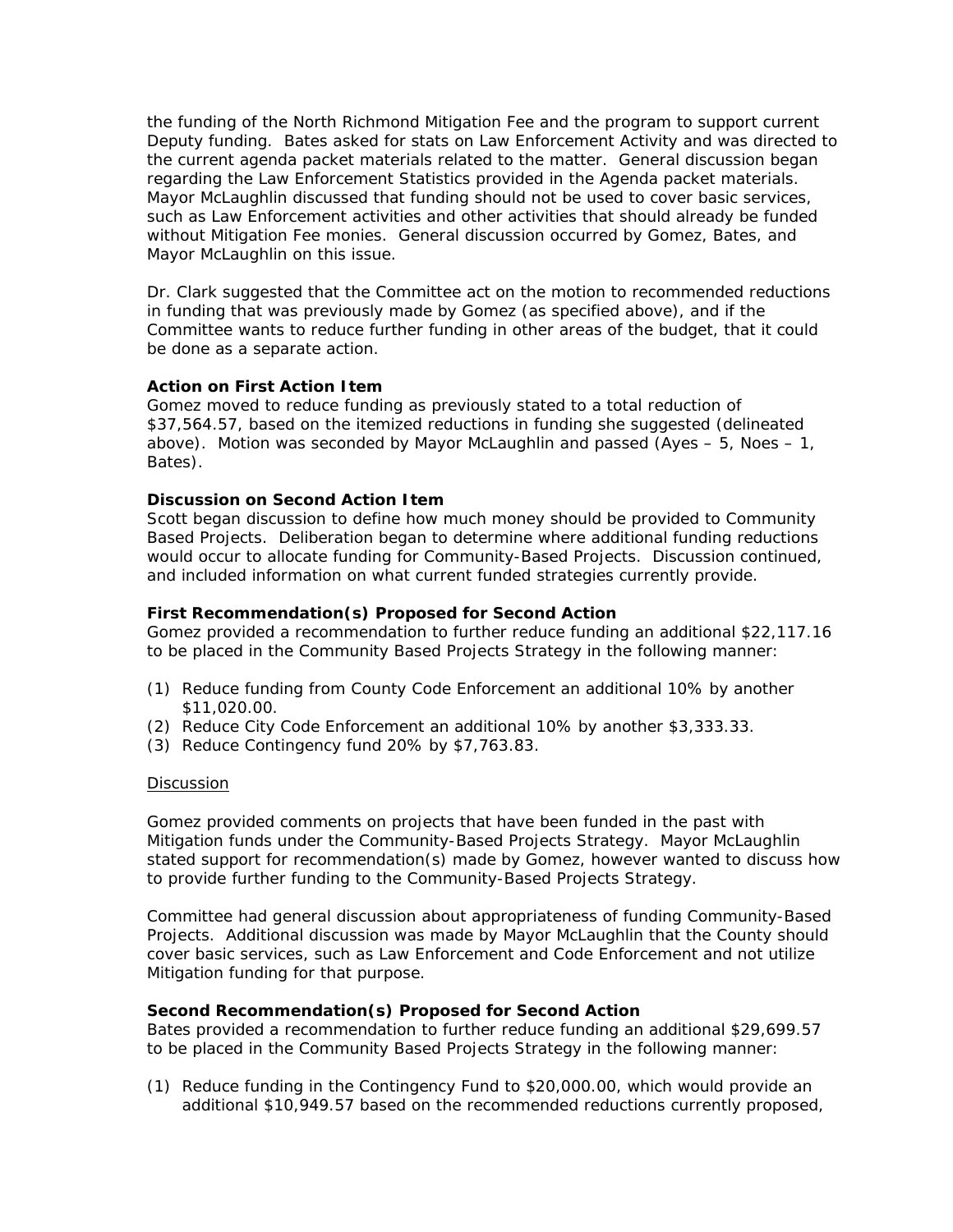the funding of the North Richmond Mitigation Fee and the program to support current Deputy funding. Bates asked for stats on Law Enforcement Activity and was directed to the current agenda packet materials related to the matter. General discussion began regarding the Law Enforcement Statistics provided in the Agenda packet materials. Mayor McLaughlin discussed that funding should not be used to cover basic services, such as Law Enforcement activities and other activities that should already be funded without Mitigation Fee monies. General discussion occurred by Gomez, Bates, and Mayor McLaughlin on this issue.

Dr. Clark suggested that the Committee act on the motion to recommended reductions in funding that was previously made by Gomez (as specified above), and if the Committee wants to reduce further funding in other areas of the budget, that it could be done as a separate action.

**Action on First Action Item**
Gomez moved to reduce funding as previously stated to a total reduction of $37,564.57, based on the itemized reductions in funding she suggested (delineated above). Motion was seconded by Mayor McLaughlin and passed (Ayes – 5, Noes – 1, Bates).

**Discussion on Second Action Item**
Scott began discussion to define how much money should be provided to Community Based Projects. Deliberation began to determine where additional funding reductions would occur to allocate funding for Community-Based Projects. Discussion continued, and included information on what current funded strategies currently provide.

**First Recommendation(s) Proposed for Second Action**
Gomez provided a recommendation to further reduce funding an additional $22,117.16 to be placed in the Community Based Projects Strategy in the following manner:

(1) Reduce funding from County Code Enforcement an additional 10% by another $11,020.00.
(2) Reduce City Code Enforcement an additional 10% by another $3,333.33.
(3) Reduce Contingency fund 20% by $7,763.83.

Discussion

Gomez provided comments on projects that have been funded in the past with Mitigation funds under the Community-Based Projects Strategy. Mayor McLaughlin stated support for recommendation(s) made by Gomez, however wanted to discuss how to provide further funding to the Community-Based Projects Strategy.

Committee had general discussion about appropriateness of funding Community-Based Projects. Additional discussion was made by Mayor McLaughlin that the County should cover basic services, such as Law Enforcement and Code Enforcement and not utilize Mitigation funding for that purpose.

**Second Recommendation(s) Proposed for Second Action**
Bates provided a recommendation to further reduce funding an additional $29,699.57 to be placed in the Community Based Projects Strategy in the following manner:

(1) Reduce funding in the Contingency Fund to $20,000.00, which would provide an additional $10,949.57 based on the recommended reductions currently proposed,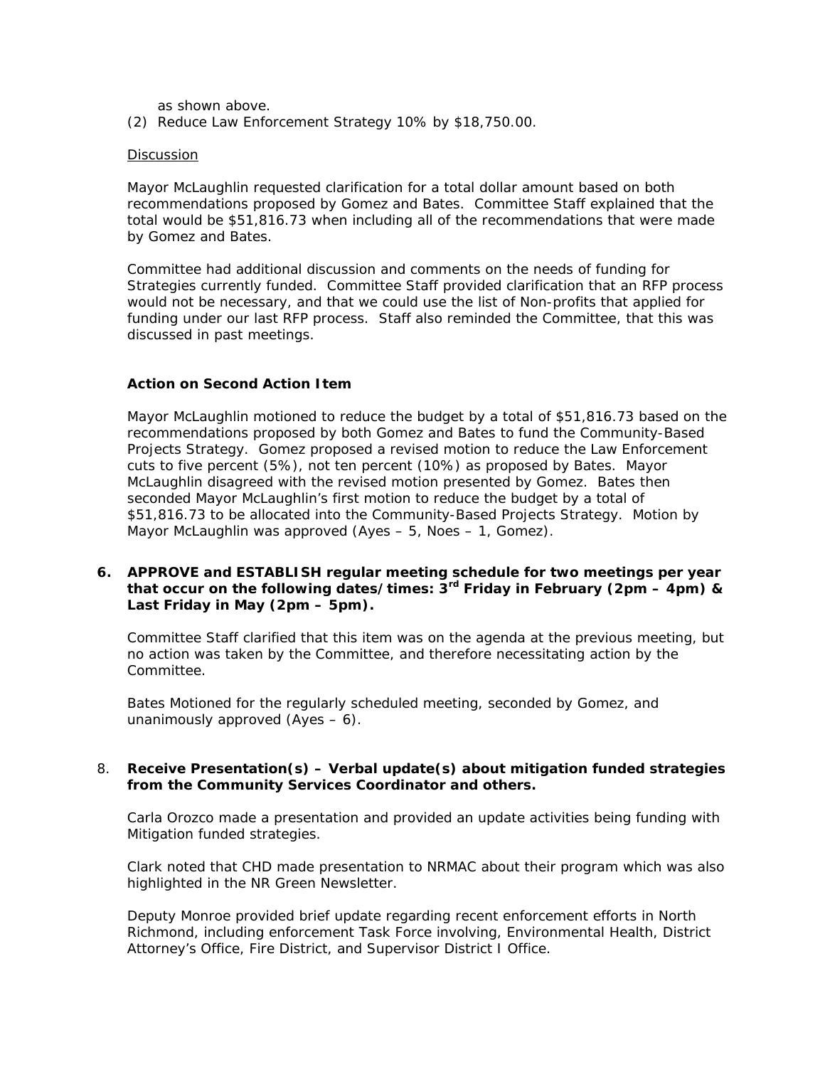as shown above.

(2) Reduce Law Enforcement Strategy 10% by $18,750.00.

Discussion

Mayor McLaughlin requested clarification for a total dollar amount based on both recommendations proposed by Gomez and Bates. Committee Staff explained that the total would be $51,816.73 when including all of the recommendations that were made by Gomez and Bates.

Committee had additional discussion and comments on the needs of funding for Strategies currently funded. Committee Staff provided clarification that an RFP process would not be necessary, and that we could use the list of Non-profits that applied for funding under our last RFP process. Staff also reminded the Committee, that this was discussed in past meetings.

**Action on Second Action Item**

Mayor McLaughlin motioned to reduce the budget by a total of $51,816.73 based on the recommendations proposed by both Gomez and Bates to fund the Community-Based Projects Strategy. Gomez proposed a revised motion to reduce the Law Enforcement cuts to five percent (5%), not ten percent (10%) as proposed by Bates. Mayor McLaughlin disagreed with the revised motion presented by Gomez. Bates then seconded Mayor McLaughlin's first motion to reduce the budget by a total of $51,816.73 to be allocated into the Community-Based Projects Strategy. Motion by Mayor McLaughlin was approved (Ayes – 5, Noes – 1, Gomez).

**6. APPROVE and ESTABLISH regular meeting schedule for two meetings per year that occur on the following dates/times: 3rd Friday in February (2pm – 4pm) & Last Friday in May (2pm – 5pm).**

Committee Staff clarified that this item was on the agenda at the previous meeting, but no action was taken by the Committee, and therefore necessitating action by the Committee.

Bates Motioned for the regularly scheduled meeting, seconded by Gomez, and unanimously approved (Ayes – 6).

8. **Receive Presentation(s) – Verbal update(s) about mitigation funded strategies from the Community Services Coordinator and others.**

Carla Orozco made a presentation and provided an update activities being funding with Mitigation funded strategies.

Clark noted that CHD made presentation to NRMAC about their program which was also highlighted in the NR Green Newsletter.

Deputy Monroe provided brief update regarding recent enforcement efforts in North Richmond, including enforcement Task Force involving, Environmental Health, District Attorney's Office, Fire District, and Supervisor District I Office.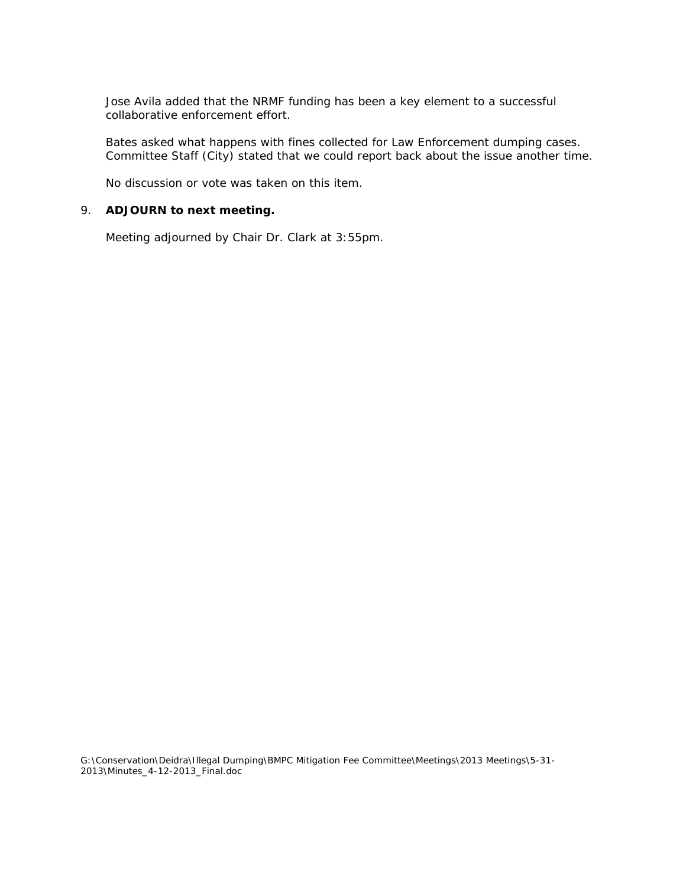Jose Avila added that the NRMF funding has been a key element to a successful collaborative enforcement effort.

Bates asked what happens with fines collected for Law Enforcement dumping cases. Committee Staff (City) stated that we could report back about the issue another time.

No discussion or vote was taken on this item.

9. **ADJOURN to next meeting.**

   Meeting adjourned by Chair Dr. Clark at 3:55pm.

G:\Conservation\Deidra\Illegal Dumping\BMPC Mitigation Fee Committee\Meetings\2013 Meetings\5-31-2013\Minutes_4-12-2013_Final.doc